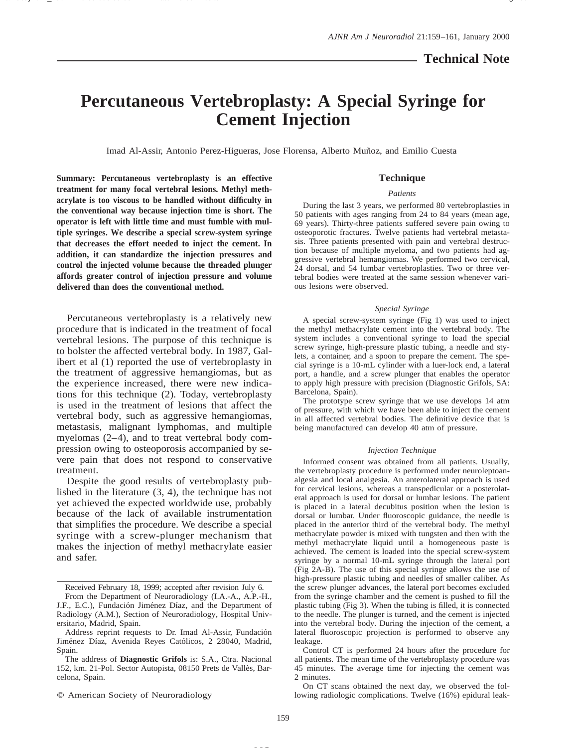Technical Note

# Percutaneous Vertebroplasty: A Special Syringe for Cement Injection

Imad Al-Assir, Antonio Perez-Higueras, Jose Florensa, Alberto Muñoz, and Emilio Cuesta

**Summary: Percutaneous vertebroplasty is an effective treatment for many focal vertebral lesions. Methyl methacrylate is too viscous to be handled without difficulty in the conventional way because injection time is short. The operator is left with little time and must fumble with multiple syringes. We describe a special screw-system syringe that decreases the effort needed to inject the cement. In addition, it can standardize the injection pressures and control the injected volume because the threaded plunger affords greater control of injection pressure and volume delivered than does the conventional method.**

Percutaneous vertebroplasty is a relatively new procedure that is indicated in the treatment of focal vertebral lesions. The purpose of this technique is to bolster the affected vertebral body. In 1987, Galibert et al (1) reported the use of vertebroplasty in the treatment of aggressive hemangiomas, but as the experience increased, there were new indications for this technique (2). Today, vertebroplasty is used in the treatment of lesions that affect the vertebral body, such as aggressive hemangiomas, metastasis, malignant lymphomas, and multiple myelomas (2–4), and to treat vertebral body compression owing to osteoporosis accompanied by severe pain that does not respond to conservative treatment.

Despite the good results of vertebroplasty published in the literature (3, 4), the technique has not yet achieved the expected worldwide use, probably because of the lack of available instrumentation that simplifies the procedure. We describe a special syringe with a screw-plunger mechanism that makes the injection of methyl methacrylate easier and safer.

Received February 18, 1999; accepted after revision July 6.

From the Department of Neuroradiology (I.A.-A., A.P.-H., J.F., E.C.), Fundación Jiménez Díaz, and the Department of Radiology (A.M.), Section of Neuroradiology, Hospital Universitario, Madrid, Spain.

Address reprint requests to Dr. Imad Al-Assir, Fundación Jiménez Díaz, Avenida Reyes Católicos, 2 28040, Madrid, Spain.

The address of **Diagnostic Grifols** is: S.A., Ctra. Nacional 152, km. 21-Pol. Sector Autopista, 08150 Prets de Vallès, Barcelona, Spain.

© American Society of Neuroradiology

## Technique

### *Patients*

During the last 3 years, we performed 80 vertebroplasties in 50 patients with ages ranging from 24 to 84 years (mean age, 69 years). Thirty-three patients suffered severe pain owing to osteoporotic fractures. Twelve patients had vertebral metastasis. Three patients presented with pain and vertebral destruction because of multiple myeloma, and two patients had aggressive vertebral hemangiomas. We performed two cervical, 24 dorsal, and 54 lumbar vertebroplasties. Two or three vertebral bodies were treated at the same session whenever various lesions were observed.

### *Special Syringe*

A special screw-system syringe (Fig 1) was used to inject the methyl methacrylate cement into the vertebral body. The system includes a conventional syringe to load the special screw syringe, high-pressure plastic tubing, a needle and stylets, a container, and a spoon to prepare the cement. The special syringe is a 10-mL cylinder with a luer-lock end, a lateral port, a handle, and a screw plunger that enables the operator to apply high pressure with precision (Diagnostic Grifols, SA: Barcelona, Spain).

The prototype screw syringe that we use develops 14 atm of pressure, with which we have been able to inject the cement in all affected vertebral bodies. The definitive device that is being manufactured can develop 40 atm of pressure.

### *Injection Technique*

Informed consent was obtained from all patients. Usually, the vertebroplasty procedure is performed under neuroleptoanalgesia and local analgesia. An anterolateral approach is used for cervical lesions, whereas a transpedicular or a posterolateral approach is used for dorsal or lumbar lesions. The patient is placed in a lateral decubitus position when the lesion is dorsal or lumbar. Under fluoroscopic guidance, the needle is placed in the anterior third of the vertebral body. The methyl methacrylate powder is mixed with tungsten and then with the methyl methacrylate liquid until a homogeneous paste is achieved. The cement is loaded into the special screw-system syringe by a normal 10-mL syringe through the lateral port (Fig 2A-B). The use of this special syringe allows the use of high-pressure plastic tubing and needles of smaller caliber. As the screw plunger advances, the lateral port becomes excluded from the syringe chamber and the cement is pushed to fill the plastic tubing (Fig 3). When the tubing is filled, it is connected to the needle. The plunger is turned, and the cement is injected into the vertebral body. During the injection of the cement, a lateral fluoroscopic projection is performed to observe any leakage.

Control CT is performed 24 hours after the procedure for all patients. The mean time of the vertebroplasty procedure was 45 minutes. The average time for injecting the cement was 2 minutes.

On CT scans obtained the next day, we observed the following radiologic complications. Twelve (16%) epidural leak-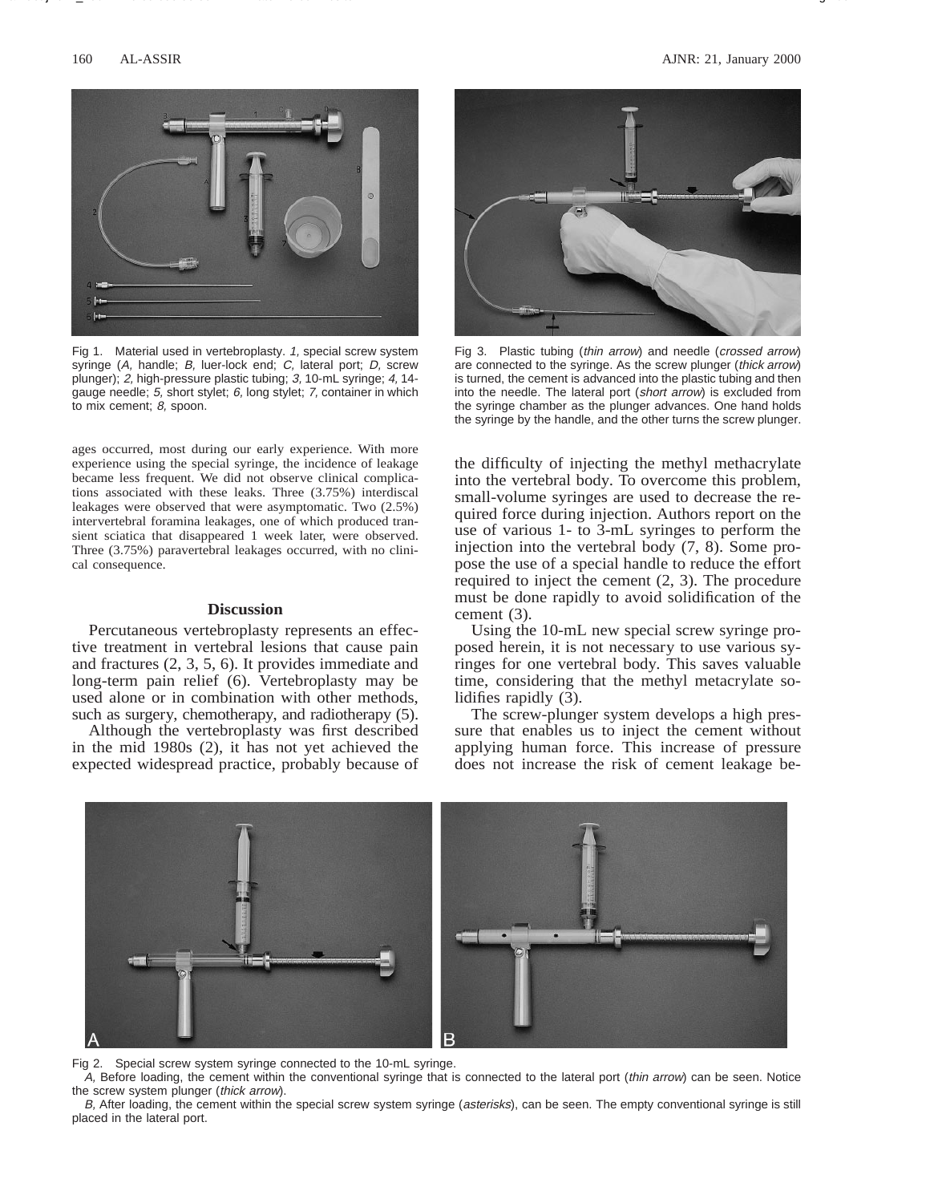Fig 1. Material used in vertebroplasty. *1,* special screw system syringe (*A,* handle; *B,* luer-lock end; *C,* lateral port; *D,* screw plunger); *2,* high-pressure plastic tubing; *3,* 10-mL syringe; *4,* 14-gauge needle; *5,* short stylet; *6,* long stylet; *7,* container in which to mix cement; *8,* spoon.

Fig 3. Plastic tubing (*thin arrow*) and needle (*crossed arrow*) are connected to the syringe. As the screw plunger (*thick arrow*) is turned, the cement is advanced into the plastic tubing and then into the needle. The lateral port (*short arrow*) is excluded from the syringe chamber as the plunger advances. One hand holds the syringe by the handle, and the other turns the screw plunger.

ages occurred, most during our early experience. With more experience using the special syringe, the incidence of leakage became less frequent. We did not observe clinical complications associated with these leaks. Three (3.75%) interdiscal leakages were observed that were asymptomatic. Two (2.5%) intervertebral foramina leakages, one of which produced transient sciatica that disappeared 1 week later, were observed. Three (3.75%) paravertebral leakages occurred, with no clinical consequence.

## Discussion

Percutaneous vertebroplasty represents an effective treatment in vertebral lesions that cause pain and fractures (2, 3, 5, 6). It provides immediate and long-term pain relief (6). Vertebroplasty may be used alone or in combination with other methods, such as surgery, chemotherapy, and radiotherapy (5).

Although the vertebroplasty was first described in the mid 1980s (2), it has not yet achieved the expected widespread practice, probably because of the difficulty of injecting the methyl methacrylate into the vertebral body. To overcome this problem, small-volume syringes are used to decrease the required force during injection. Authors report on the use of various 1- to 3-mL syringes to perform the injection into the vertebral body (7, 8). Some propose the use of a special handle to reduce the effort required to inject the cement (2, 3). The procedure must be done rapidly to avoid solidification of the cement (3).

Using the 10-mL new special screw syringe proposed herein, it is not necessary to use various syringes for one vertebral body. This saves valuable time, considering that the methyl metacrylate solidifies rapidly (3).

The screw-plunger system develops a high pressure that enables us to inject the cement without applying human force. This increase of pressure does not increase the risk of cement leakage be-

Fig 2. Special screw system syringe connected to the 10-mL syringe.

*A,* Before loading, the cement within the conventional syringe that is connected to the lateral port (*thin arrow*) can be seen. Notice the screw system plunger (*thick arrow*).

*B,* After loading, the cement within the special screw system syringe (*asterisks*), can be seen. The empty conventional syringe is still placed in the lateral port.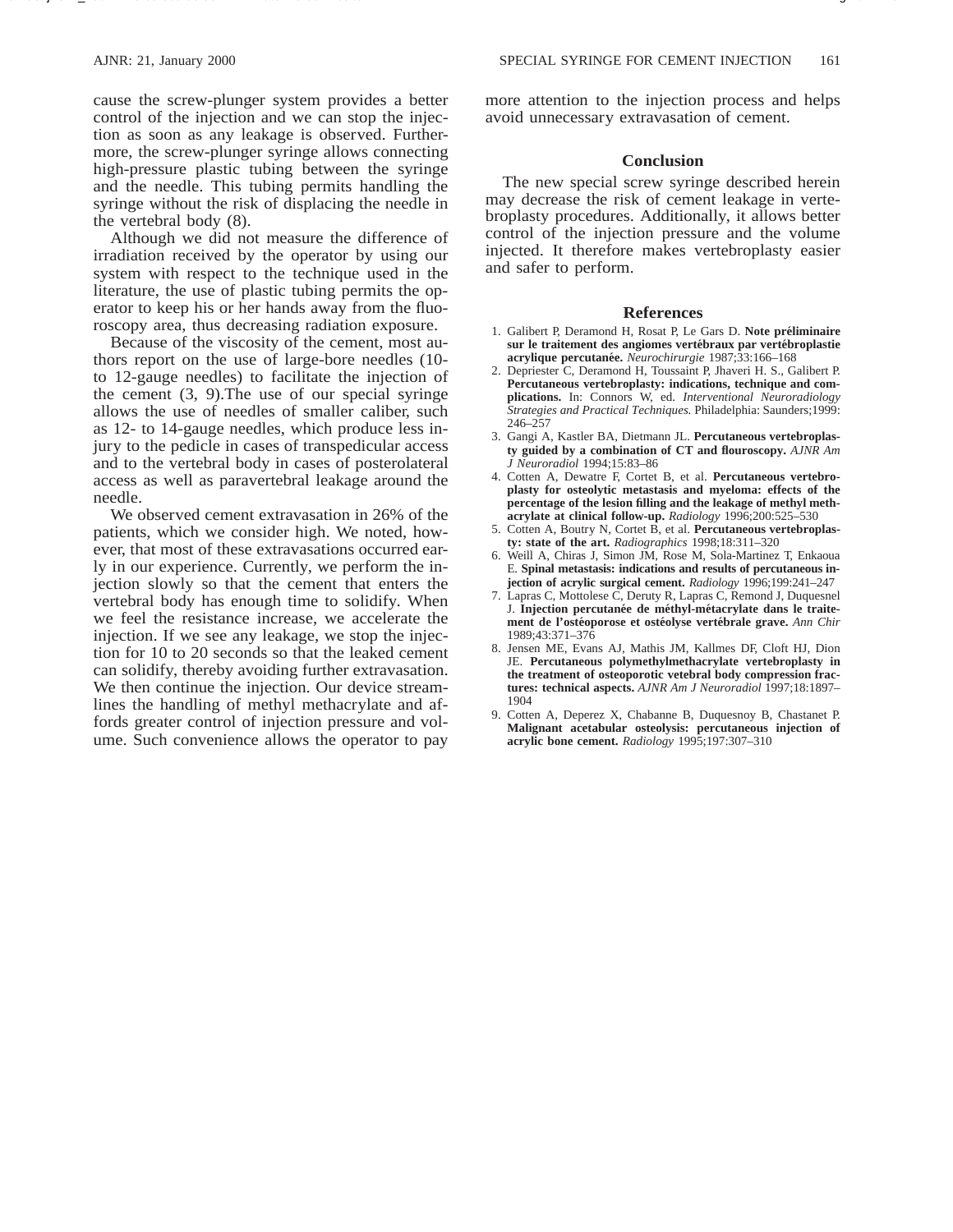cause the screw-plunger system provides a better control of the injection and we can stop the injection as soon as any leakage is observed. Furthermore, the screw-plunger syringe allows connecting high-pressure plastic tubing between the syringe and the needle. This tubing permits handling the syringe without the risk of displacing the needle in the vertebral body (8).

Although we did not measure the difference of irradiation received by the operator by using our system with respect to the technique used in the literature, the use of plastic tubing permits the operator to keep his or her hands away from the fluoroscopy area, thus decreasing radiation exposure.

Because of the viscosity of the cement, most authors report on the use of large-bore needles (10- to 12-gauge needles) to facilitate the injection of the cement (3, 9).The use of our special syringe allows the use of needles of smaller caliber, such as 12- to 14-gauge needles, which produce less injury to the pedicle in cases of transpedicular access and to the vertebral body in cases of posterolateral access as well as paravertebral leakage around the needle.

We observed cement extravasation in 26% of the patients, which we consider high. We noted, however, that most of these extravasations occurred early in our experience. Currently, we perform the injection slowly so that the cement that enters the vertebral body has enough time to solidify. When we feel the resistance increase, we accelerate the injection. If we see any leakage, we stop the injection for 10 to 20 seconds so that the leaked cement can solidify, thereby avoiding further extravasation. We then continue the injection. Our device streamlines the handling of methyl methacrylate and affords greater control of injection pressure and volume. Such convenience allows the operator to pay more attention to the injection process and helps avoid unnecessary extravasation of cement.

## Conclusion

The new special screw syringe described herein may decrease the risk of cement leakage in vertebroplasty procedures. Additionally, it allows better control of the injection pressure and the volume injected. It therefore makes vertebroplasty easier and safer to perform.

## References

1. Galibert P, Deramond H, Rosat P, Le Gars D. **Note préliminaire sur le traitement des angiomes vertébraux par vertébroplastie acrylique percutanée.** *Neurochirurgie* 1987;33:166–168
2. Depriester C, Deramond H, Toussaint P, Jhaveri H. S., Galibert P. **Percutaneous vertebroplasty: indications, technique and complications.** In: Connors W, ed. *Interventional Neuroradiology Strategies and Practical Techniques.* Philadelphia: Saunders;1999: 246–257
3. Gangi A, Kastler BA, Dietmann JL. **Percutaneous vertebroplasty guided by a combination of CT and flouroscopy.** *AJNR Am J Neuroradiol* 1994;15:83–86
4. Cotten A, Dewatre F, Cortet B, et al. **Percutaneous vertebroplasty for osteolytic metastasis and myeloma: effects of the percentage of the lesion filling and the leakage of methyl methacrylate at clinical follow-up.** *Radiology* 1996;200:525–530
5. Cotten A, Boutry N, Cortet B, et al. **Percutaneous vertebroplasty: state of the art.** *Radiographics* 1998;18:311–320
6. Weill A, Chiras J, Simon JM, Rose M, Sola-Martinez T, Enkaoua E. **Spinal metastasis: indications and results of percutaneous injection of acrylic surgical cement.** *Radiology* 1996;199:241–247
7. Lapras C, Mottolese C, Deruty R, Lapras C, Remond J, Duquesnel J. **Injection percutanée de méthyl-métacrylate dans le traitement de l'ostéoporose et ostéolyse vertébrale grave.** *Ann Chir* 1989;43:371–376
8. Jensen ME, Evans AJ, Mathis JM, Kallmes DF, Cloft HJ, Dion JE. **Percutaneous polymethylmethacrylate vertebroplasty in the treatment of osteoporotic vetebral body compression fractures: technical aspects.** *AJNR Am J Neuroradiol* 1997;18:1897–1904
9. Cotten A, Deperez X, Chabanne B, Duquesnoy B, Chastanet P. **Malignant acetabular osteolysis: percutaneous injection of acrylic bone cement.** *Radiology* 1995;197:307–310